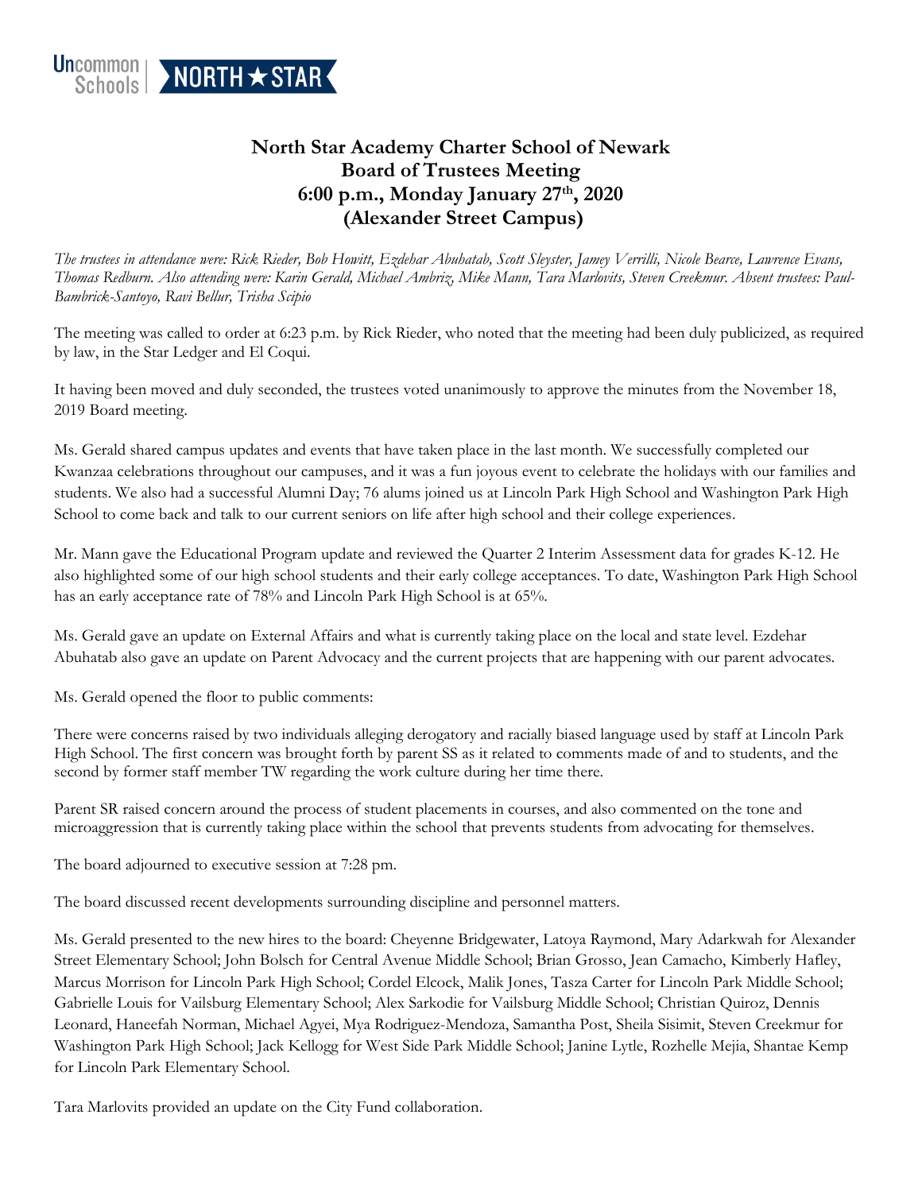Uncommon Schools | NORTH ★ STAR

# North Star Academy Charter School of Newark
## Board of Trustees Meeting
## 6:00 p.m., Monday January 27th, 2020
## (Alexander Street Campus)

*The trustees in attendance were: Rick Rieder, Bob Howitt, Ezdehar Abuhatab, Scott Sleyster, Jamey Verrilli, Nicole Bearce, Lawrence Evans, Thomas Redburn. Also attending were: Karin Gerald, Michael Ambriz, Mike Mann, Tara Marlovits, Steven Creekmur. Absent trustees: Paul-Bambrick-Santoyo, Ravi Bellur, Trisha Scipio*

The meeting was called to order at 6:23 p.m. by Rick Rieder, who noted that the meeting had been duly publicized, as required by law, in the Star Ledger and El Coqui.

It having been moved and duly seconded, the trustees voted unanimously to approve the minutes from the November 18, 2019 Board meeting.

Ms. Gerald shared campus updates and events that have taken place in the last month. We successfully completed our Kwanzaa celebrations throughout our campuses, and it was a fun joyous event to celebrate the holidays with our families and students. We also had a successful Alumni Day; 76 alums joined us at Lincoln Park High School and Washington Park High School to come back and talk to our current seniors on life after high school and their college experiences.

Mr. Mann gave the Educational Program update and reviewed the Quarter 2 Interim Assessment data for grades K-12. He also highlighted some of our high school students and their early college acceptances. To date, Washington Park High School has an early acceptance rate of 78% and Lincoln Park High School is at 65%.

Ms. Gerald gave an update on External Affairs and what is currently taking place on the local and state level. Ezdehar Abuhatab also gave an update on Parent Advocacy and the current projects that are happening with our parent advocates.

Ms. Gerald opened the floor to public comments:

There were concerns raised by two individuals alleging derogatory and racially biased language used by staff at Lincoln Park High School. The first concern was brought forth by parent SS as it related to comments made of and to students, and the second by former staff member TW regarding the work culture during her time there.

Parent SR raised concern around the process of student placements in courses, and also commented on the tone and microaggression that is currently taking place within the school that prevents students from advocating for themselves.

The board adjourned to executive session at 7:28 pm.

The board discussed recent developments surrounding discipline and personnel matters.

Ms. Gerald presented to the new hires to the board: Cheyenne Bridgewater, Latoya Raymond, Mary Adarkwah for Alexander Street Elementary School; John Bolsch for Central Avenue Middle School; Brian Grosso, Jean Camacho, Kimberly Hafley, Marcus Morrison for Lincoln Park High School; Cordel Elcock, Malik Jones, Tasza Carter for Lincoln Park Middle School; Gabrielle Louis for Vailsburg Elementary School; Alex Sarkodie for Vailsburg Middle School; Christian Quiroz, Dennis Leonard, Haneefah Norman, Michael Agyei, Mya Rodriguez-Mendoza, Samantha Post, Sheila Sisimit, Steven Creekmur for Washington Park High School; Jack Kellogg for West Side Park Middle School; Janine Lytle, Rozhelle Mejia, Shantae Kemp for Lincoln Park Elementary School.

Tara Marlovits provided an update on the City Fund collaboration.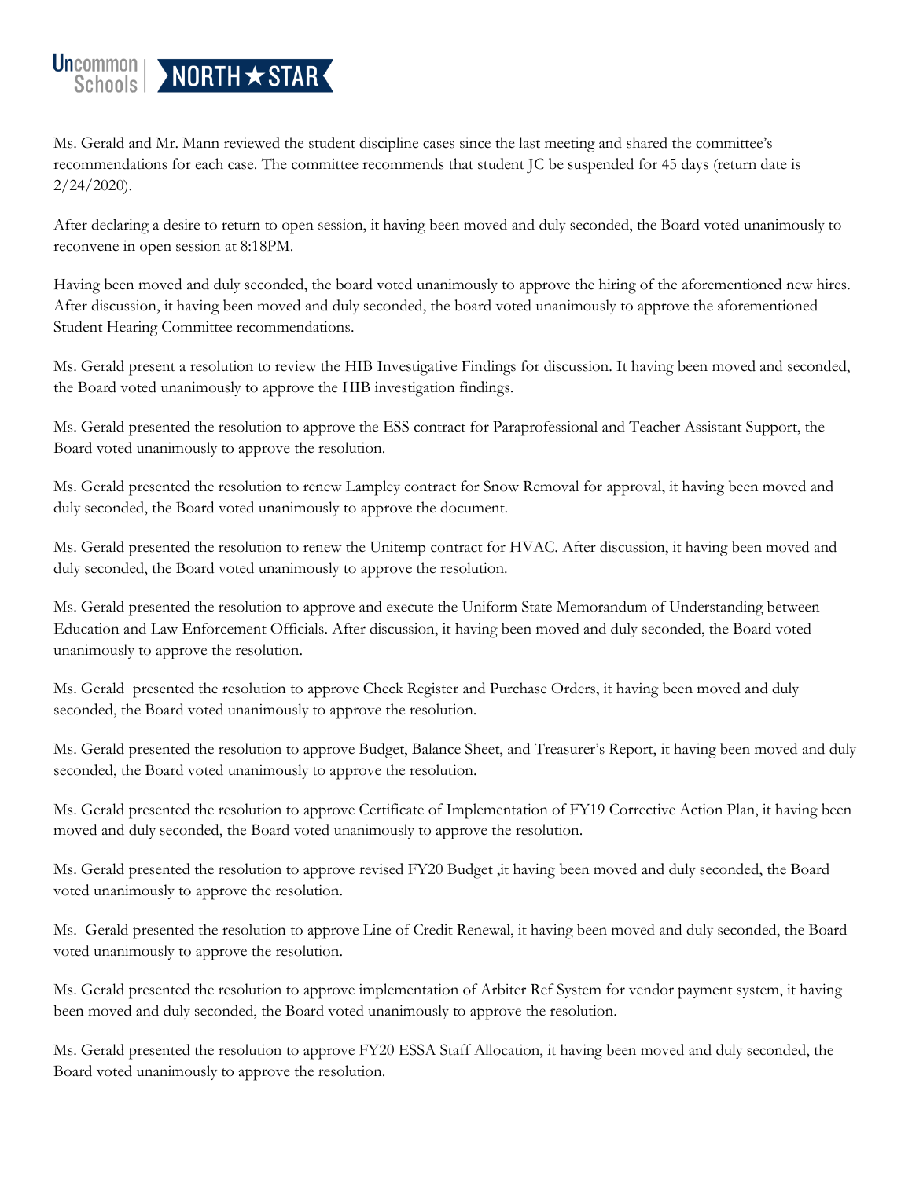Ms. Gerald and Mr. Mann reviewed the student discipline cases since the last meeting and shared the committee's recommendations for each case. The committee recommends that student JC be suspended for 45 days (return date is 2/24/2020).

After declaring a desire to return to open session, it having been moved and duly seconded, the Board voted unanimously to reconvene in open session at 8:18PM.

Having been moved and duly seconded, the board voted unanimously to approve the hiring of the aforementioned new hires. After discussion, it having been moved and duly seconded, the board voted unanimously to approve the aforementioned Student Hearing Committee recommendations.

Ms. Gerald present a resolution to review the HIB Investigative Findings for discussion. It having been moved and seconded, the Board voted unanimously to approve the HIB investigation findings.

Ms. Gerald presented the resolution to approve the ESS contract for Paraprofessional and Teacher Assistant Support, the Board voted unanimously to approve the resolution.

Ms. Gerald presented the resolution to renew Lampley contract for Snow Removal for approval, it having been moved and duly seconded, the Board voted unanimously to approve the document.

Ms. Gerald presented the resolution to renew the Unitemp contract for HVAC. After discussion, it having been moved and duly seconded, the Board voted unanimously to approve the resolution.

Ms. Gerald presented the resolution to approve and execute the Uniform State Memorandum of Understanding between Education and Law Enforcement Officials. After discussion, it having been moved and duly seconded, the Board voted unanimously to approve the resolution.

Ms. Gerald presented the resolution to approve Check Register and Purchase Orders, it having been moved and duly seconded, the Board voted unanimously to approve the resolution.

Ms. Gerald presented the resolution to approve Budget, Balance Sheet, and Treasurer's Report, it having been moved and duly seconded, the Board voted unanimously to approve the resolution.

Ms. Gerald presented the resolution to approve Certificate of Implementation of FY19 Corrective Action Plan, it having been moved and duly seconded, the Board voted unanimously to approve the resolution.

Ms. Gerald presented the resolution to approve revised FY20 Budget ,it having been moved and duly seconded, the Board voted unanimously to approve the resolution.

Ms. Gerald presented the resolution to approve Line of Credit Renewal, it having been moved and duly seconded, the Board voted unanimously to approve the resolution.

Ms. Gerald presented the resolution to approve implementation of Arbiter Ref System for vendor payment system, it having been moved and duly seconded, the Board voted unanimously to approve the resolution.

Ms. Gerald presented the resolution to approve FY20 ESSA Staff Allocation, it having been moved and duly seconded, the Board voted unanimously to approve the resolution.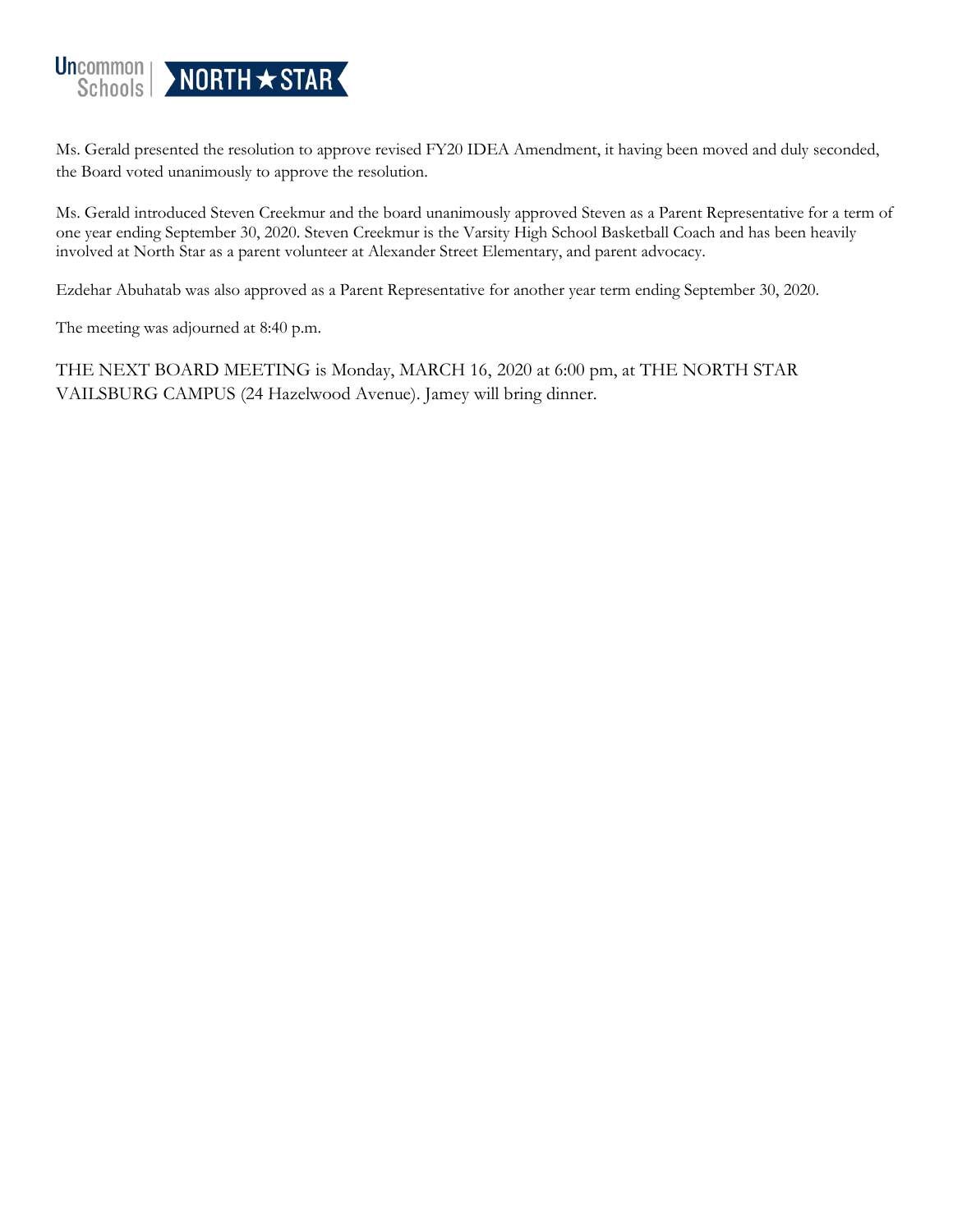Ms. Gerald presented the resolution to approve revised FY20 IDEA Amendment, it having been moved and duly seconded, the Board voted unanimously to approve the resolution.

Ms. Gerald introduced Steven Creekmur and the board unanimously approved Steven as a Parent Representative for a term of one year ending September 30, 2020. Steven Creekmur is the Varsity High School Basketball Coach and has been heavily involved at North Star as a parent volunteer at Alexander Street Elementary, and parent advocacy.

Ezdehar Abuhatab was also approved as a Parent Representative for another year term ending September 30, 2020.

The meeting was adjourned at 8:40 p.m.

THE NEXT BOARD MEETING is Monday, MARCH 16, 2020 at 6:00 pm, at THE NORTH STAR VAILSBURG CAMPUS (24 Hazelwood Avenue). Jamey will bring dinner.